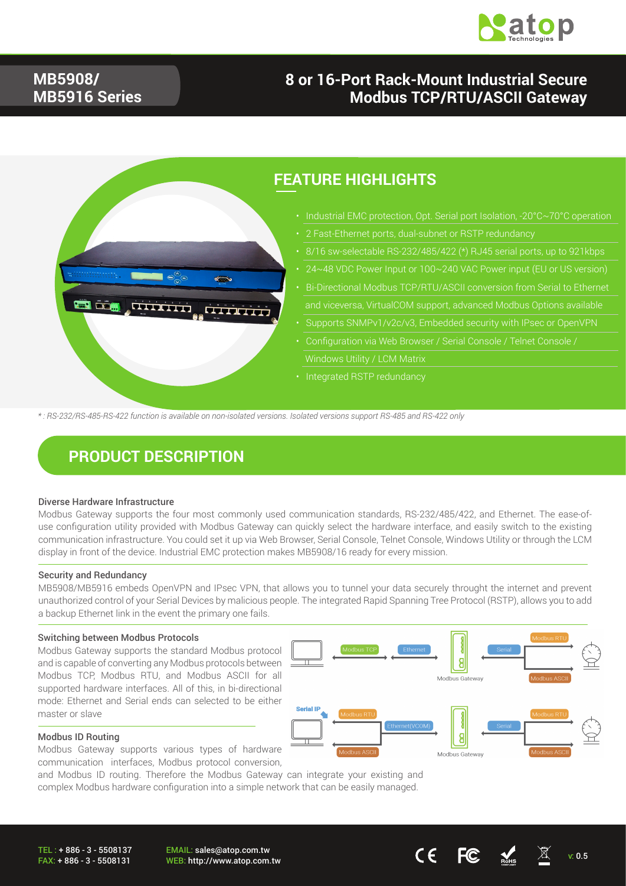# MB5908/ MB5916 Series

## 8 or 16-Port Rack-Mount Industrial Secure Modbus TCP/RTU/ASCII Gateway

## FEATURE HIGHLIGHTS

- Industrial EMC protection, Opt. Serial port Isolation, -20°C~70°C operation
- 2 Fast-Ethernet ports, dual-subnet or RSTP redundancy
- 8/16 sw-selectable RS-232/485/422 (*) RJ45 serial ports, up to 921kbps
- 24~48 VDC Power Input or 100~240 VAC Power input (EU or US version)
- Bi-Directional Modbus TCP/RTU/ASCII conversion from Serial to Ethernet and viceversa, VirtualCOM support, advanced Modbus Options available
- Supports SNMPv1/v2c/v3, Embedded security with IPsec or OpenVPN
- Configuration via Web Browser / Serial Console / Telnet Console / Windows Utility / LCM Matrix
- Integrated RSTP redundancy

*\* : RS-232/RS-485-RS-422 function is available on non-isolated versions. Isolated versions support RS-485 and RS-422 only*

## PRODUCT DESCRIPTION

### Diverse Hardware Infrastructure

Modbus Gateway supports the four most commonly used communication standards, RS-232/485/422, and Ethernet. The ease-of-use configuration utility provided with Modbus Gateway can quickly select the hardware interface, and easily switch to the existing communication infrastructure. You could set it up via Web Browser, Serial Console, Telnet Console, Windows Utility or through the LCM display in front of the device. Industrial EMC protection makes MB5908/16 ready for every mission.

### Security and Redundancy

MB5908/MB5916 embeds OpenVPN and IPsec VPN, that allows you to tunnel your data securely throught the internet and prevent unauthorized control of your Serial Devices by malicious people. The integrated Rapid Spanning Tree Protocol (RSTP), allows you to add a backup Ethernet link in the event the primary one fails.

### Switching between Modbus Protocols

Modbus Gateway supports the standard Modbus protocol and is capable of converting any Modbus protocols between Modbus TCP, Modbus RTU, and Modbus ASCII for all supported hardware interfaces. All of this, in bi-directional mode: Ethernet and Serial ends can selected to be either master or slave

### Modbus ID Routing

Modbus Gateway supports various types of hardware communication interfaces, Modbus protocol conversion, and Modbus ID routing. Therefore the Modbus Gateway can integrate your existing and complex Modbus hardware configuration into a simple network that can be easily managed.

TEL : + 886 - 3 - 5508137
FAX: + 886 - 3 - 5508131

EMAIL: sales@atop.com.tw
WEB: http://www.atop.com.tw

v: 0.5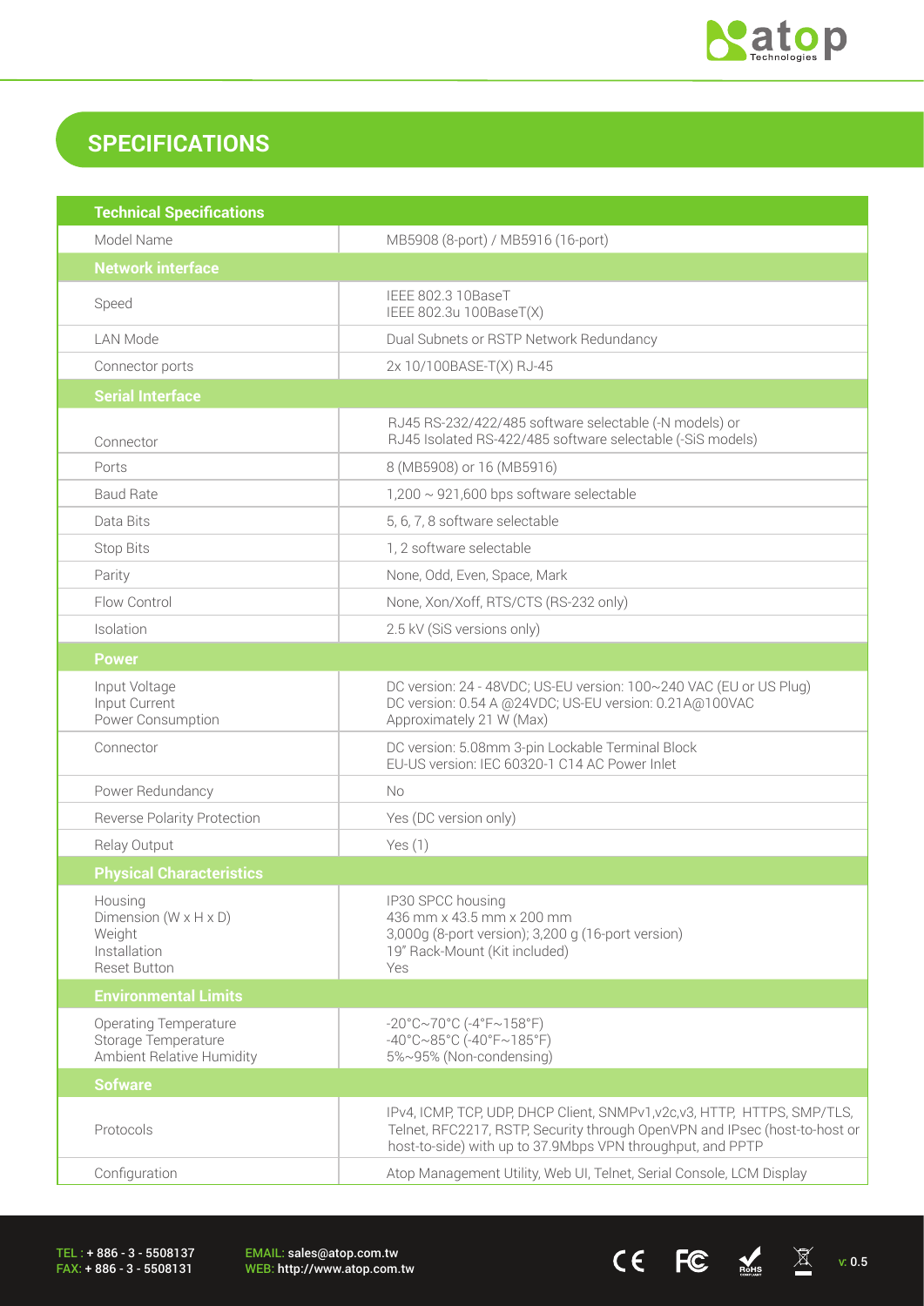## SPECIFICATIONS

| Technical Specifications | |
|---|---|
| Model Name | MB5908 (8-port) / MB5916 (16-port) |
| **Network interface** | |
| Speed | IEEE 802.3 10BaseT<br>IEEE 802.3u 100BaseT(X) |
| LAN Mode | Dual Subnets or RSTP Network Redundancy |
| Connector ports | 2x 10/100BASE-T(X) RJ-45 |
| **Serial Interface** | |
| Connector | RJ45 RS-232/422/485 software selectable (-N models) or<br>RJ45 Isolated RS-422/485 software selectable (-SiS models) |
| Ports | 8 (MB5908) or 16 (MB5916) |
| Baud Rate | 1,200 ~ 921,600 bps software selectable |
| Data Bits | 5, 6, 7, 8 software selectable |
| Stop Bits | 1, 2 software selectable |
| Parity | None, Odd, Even, Space, Mark |
| Flow Control | None, Xon/Xoff, RTS/CTS (RS-232 only) |
| Isolation | 2.5 kV (SiS versions only) |
| **Power** | |
| Input Voltage<br>Input Current<br>Power Consumption | DC version: 24 - 48VDC; US-EU version: 100~240 VAC (EU or US Plug)<br>DC version: 0.54 A @24VDC; US-EU version: 0.21A@100VAC<br>Approximately 21 W (Max) |
| Connector | DC version: 5.08mm 3-pin Lockable Terminal Block<br>EU-US version: IEC 60320-1 C14 AC Power Inlet |
| Power Redundancy | No |
| Reverse Polarity Protection | Yes (DC version only) |
| Relay Output | Yes (1) |
| **Physical Characteristics** | |
| Housing<br>Dimension (W x H x D)<br>Weight<br>Installation<br>Reset Button | IP30 SPCC housing<br>436 mm x 43.5 mm x 200 mm<br>3,000g (8-port version); 3,200 g (16-port version)<br>19" Rack-Mount (Kit included)<br>Yes |
| **Environmental Limits** | |
| Operating Temperature<br>Storage Temperature<br>Ambient Relative Humidity | -20°C~70°C (-4°F~158°F)<br>-40°C~85°C (-40°F~185°F)<br>5%~95% (Non-condensing) |
| **Sofware** | |
| Protocols | IPv4, ICMP, TCP, UDP, DHCP Client, SNMPv1,v2c,v3, HTTP, HTTPS, SMP/TLS, Telnet, RFC2217, RSTP, Security through OpenVPN and IPsec (host-to-host or host-to-side) with up to 37.9Mbps VPN throughput, and PPTP |
| Configuration | Atop Management Utility, Web UI, Telnet, Serial Console, LCM Display |

TEL : + 886 - 3 - 5508137
FAX: + 886 - 3 - 5508131

EMAIL: sales@atop.com.tw
WEB: http://www.atop.com.tw

v: 0.5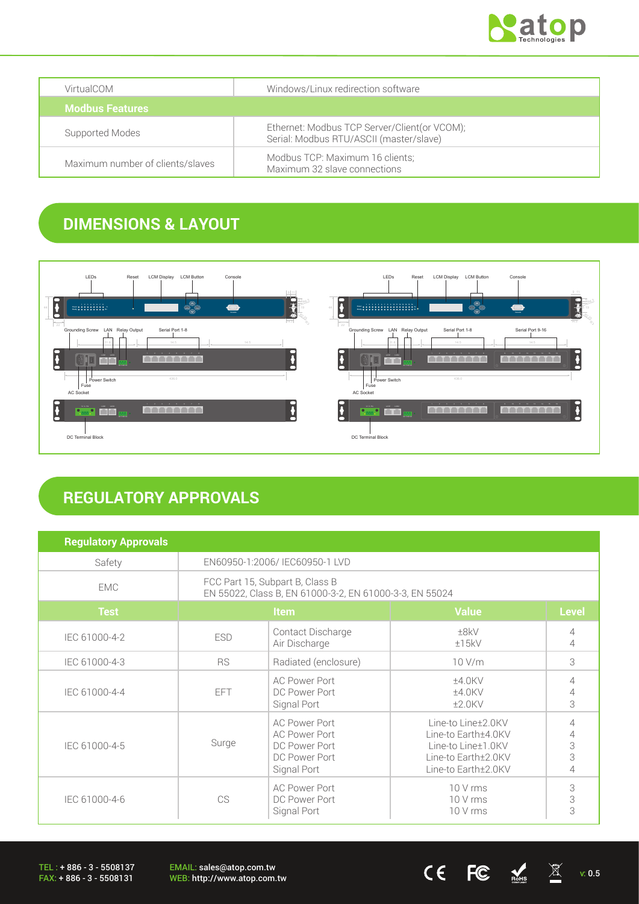| VirtualCOM | Windows/Linux redirection software |
|---|---|
| **Modbus Features** | |
| Supported Modes | Ethernet: Modbus TCP Server/Client(or VCOM);<br>Serial: Modbus RTU/ASCII (master/slave) |
| Maximum number of clients/slaves | Modbus TCP: Maximum 16 clients;<br>Maximum 32 slave connections |

## DIMENSIONS & LAYOUT

LEDs | Reset | LCM Display | LCM Button | Console

Grounding Screw | LAN | Relay Output | Serial Port 1-8 | Serial Port 9-16

Power Switch | Fuse | AC Socket

DC Terminal Block

## REGULATORY APPROVALS

| **Regulatory Approvals** | | | | |
|---|---|---|---|---|
| Safety | EN60950-1:2006/ IEC60950-1 LVD | | | |
| EMC | FCC Part 15, Subpart B, Class B<br>EN 55022, Class B, EN 61000-3-2, EN 61000-3-3, EN 55024 | | | |
| **Test** | **Item** | | **Value** | **Level** |
| IEC 61000-4-2 | ESD | Contact Discharge<br>Air Discharge | ±8kV<br>±15kV | 4<br>4 |
| IEC 61000-4-3 | RS | Radiated (enclosure) | 10 V/m | 3 |
| IEC 61000-4-4 | EFT | AC Power Port<br>DC Power Port<br>Signal Port | ±4.0KV<br>±4.0KV<br>±2.0KV | 4<br>4<br>3 |
| IEC 61000-4-5 | Surge | AC Power Port<br>AC Power Port<br>DC Power Port<br>DC Power Port<br>Signal Port | Line-to Line±2.0KV<br>Line-to Earth±4.0KV<br>Line-to Line±1.0KV<br>Line-to Earth±2.0KV<br>Line-to Earth±2.0KV | 4<br>4<br>3<br>3<br>4 |
| IEC 61000-4-6 | CS | AC Power Port<br>DC Power Port<br>Signal Port | 10 V rms<br>10 V rms<br>10 V rms | 3<br>3<br>3 |

TEL : + 886 - 3 - 5508137
FAX: + 886 - 3 - 5508131

EMAIL: sales@atop.com.tw
WEB: http://www.atop.com.tw

v: 0.5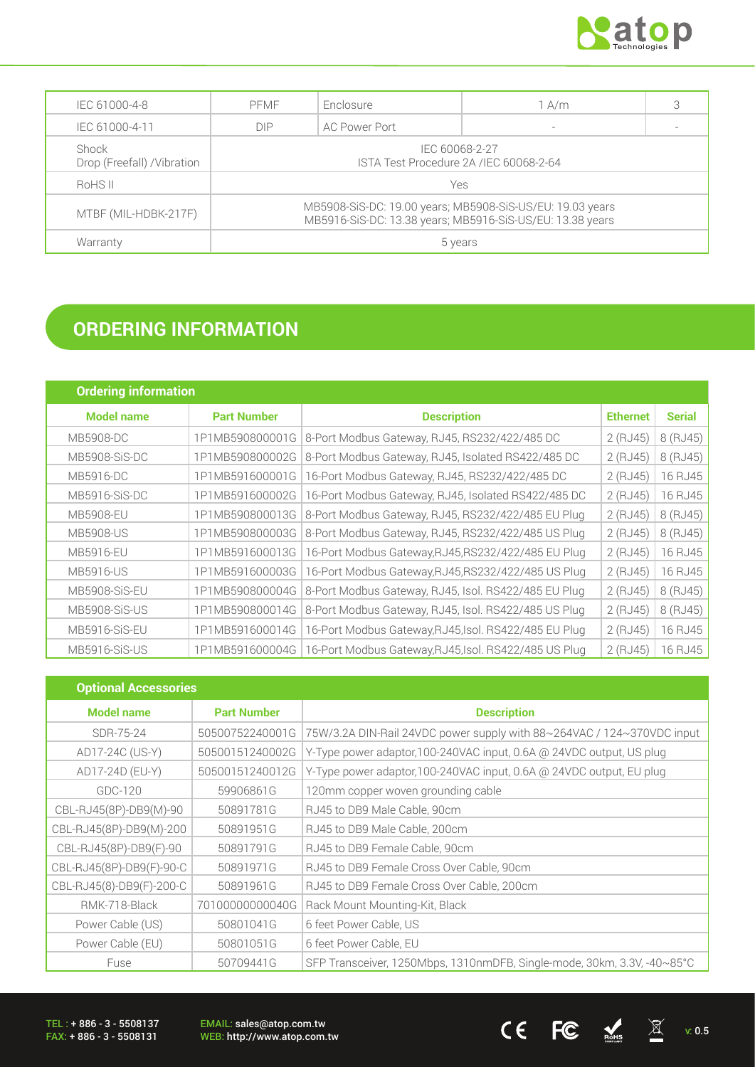| | | | | |
|---|---|---|---|---|
| IEC 61000-4-8 | PFMF | Enclosure | 1 A/m | 3 |
| IEC 61000-4-11 | DIP | AC Power Port | - | - |
| Shock<br>Drop (Freefall) /Vibration | IEC 60068-2-27<br>ISTA Test Procedure 2A /IEC 60068-2-64 | | | |
| RoHS II | Yes | | | |
| MTBF (MIL-HDBK-217F) | MB5908-SiS-DC: 19.00 years; MB5908-SiS-US/EU: 19.03 years<br>MB5916-SiS-DC: 13.38 years; MB5916-SiS-US/EU: 13.38 years | | | |
| Warranty | 5 years | | | |

## ORDERING INFORMATION

**Ordering information**

| Model name | Part Number | Description | Ethernet | Serial |
|---|---|---|---|---|
| MB5908-DC | 1P1MB590800001G | 8-Port Modbus Gateway, RJ45, RS232/422/485 DC | 2 (RJ45) | 8 (RJ45) |
| MB5908-SiS-DC | 1P1MB590800002G | 8-Port Modbus Gateway, RJ45, Isolated RS422/485 DC | 2 (RJ45) | 8 (RJ45) |
| MB5916-DC | 1P1MB591600001G | 16-Port Modbus Gateway, RJ45, RS232/422/485 DC | 2 (RJ45) | 16 RJ45 |
| MB5916-SiS-DC | 1P1MB591600002G | 16-Port Modbus Gateway, RJ45, Isolated RS422/485 DC | 2 (RJ45) | 16 RJ45 |
| MB5908-EU | 1P1MB590800013G | 8-Port Modbus Gateway, RJ45, RS232/422/485 EU Plug | 2 (RJ45) | 8 (RJ45) |
| MB5908-US | 1P1MB590800003G | 8-Port Modbus Gateway, RJ45, RS232/422/485 US Plug | 2 (RJ45) | 8 (RJ45) |
| MB5916-EU | 1P1MB591600013G | 16-Port Modbus Gateway,RJ45,RS232/422/485 EU Plug | 2 (RJ45) | 16 RJ45 |
| MB5916-US | 1P1MB591600003G | 16-Port Modbus Gateway,RJ45,RS232/422/485 US Plug | 2 (RJ45) | 16 RJ45 |
| MB5908-SiS-EU | 1P1MB590800004G | 8-Port Modbus Gateway, RJ45, Isol. RS422/485 EU Plug | 2 (RJ45) | 8 (RJ45) |
| MB5908-SiS-US | 1P1MB590800014G | 8-Port Modbus Gateway, RJ45, Isol. RS422/485 US Plug | 2 (RJ45) | 8 (RJ45) |
| MB5916-SiS-EU | 1P1MB591600014G | 16-Port Modbus Gateway,RJ45,Isol. RS422/485 EU Plug | 2 (RJ45) | 16 RJ45 |
| MB5916-SiS-US | 1P1MB591600004G | 16-Port Modbus Gateway,RJ45,Isol. RS422/485 US Plug | 2 (RJ45) | 16 RJ45 |

**Optional Accessories**

| Model name | Part Number | Description |
|---|---|---|
| SDR-75-24 | 50500752240001G | 75W/3.2A DIN-Rail 24VDC power supply with 88~264VAC / 124~370VDC input |
| AD17-24C (US-Y) | 50500151240002G | Y-Type power adaptor,100-240VAC input, 0.6A @ 24VDC output, US plug |
| AD17-24D (EU-Y) | 50500151240012G | Y-Type power adaptor,100-240VAC input, 0.6A @ 24VDC output, EU plug |
| GDC-120 | 59906861G | 120mm copper woven grounding cable |
| CBL-RJ45(8P)-DB9(M)-90 | 50891781G | RJ45 to DB9 Male Cable, 90cm |
| CBL-RJ45(8P)-DB9(M)-200 | 50891951G | RJ45 to DB9 Male Cable, 200cm |
| CBL-RJ45(8P)-DB9(F)-90 | 50891791G | RJ45 to DB9 Female Cable, 90cm |
| CBL-RJ45(8P)-DB9(F)-90-C | 50891971G | RJ45 to DB9 Female Cross Over Cable, 90cm |
| CBL-RJ45(8)-DB9(F)-200-C | 50891961G | RJ45 to DB9 Female Cross Over Cable, 200cm |
| RMK-718-Black | 70100000000040G | Rack Mount Mounting-Kit, Black |
| Power Cable (US) | 50801041G | 6 feet Power Cable, US |
| Power Cable (EU) | 50801051G | 6 feet Power Cable, EU |
| Fuse | 50709441G | SFP Transceiver, 1250Mbps, 1310nmDFB, Single-mode, 30km, 3.3V, -40~85°C |

TEL : + 886 - 3 - 5508137
FAX: + 886 - 3 - 5508131

EMAIL: sales@atop.com.tw
WEB: http://www.atop.com.tw

v: 0.5